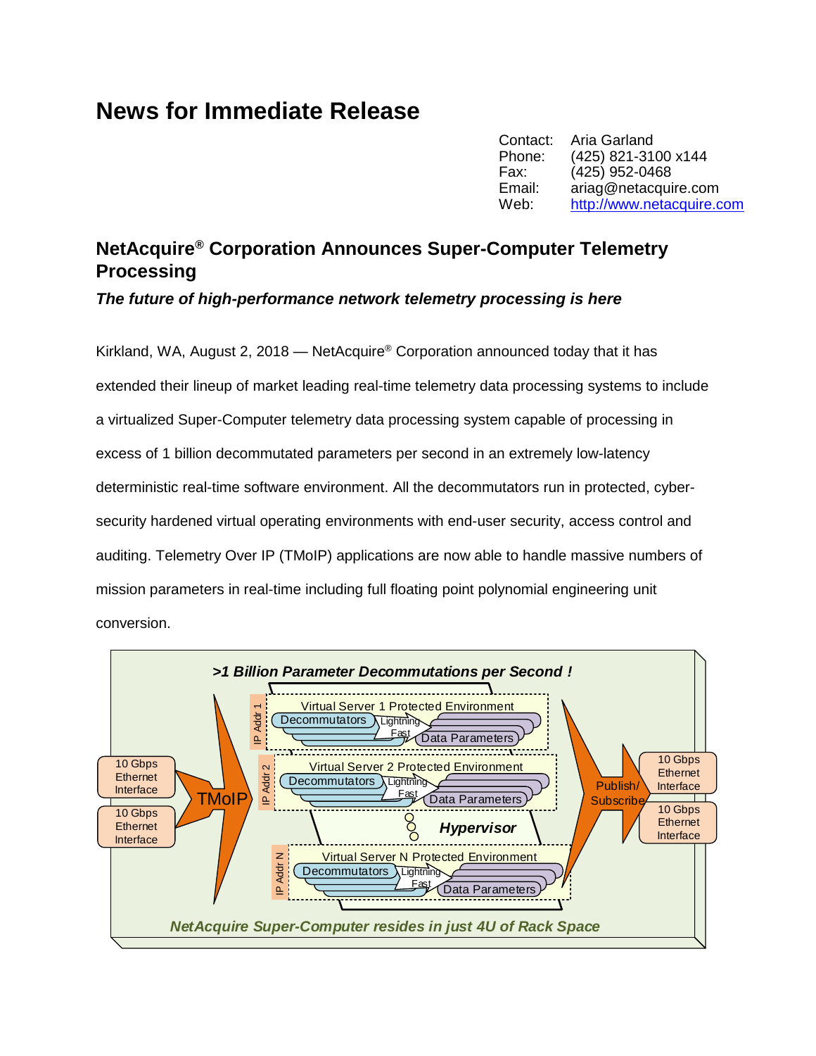# News for Immediate Release

Contact: Aria Garland
Phone: (425) 821-3100 x144
Fax: (425) 952-0468
Email: ariag@netacquire.com
Web: http://www.netacquire.com

## NetAcquire® Corporation Announces Super-Computer Telemetry Processing

***The future of high-performance network telemetry processing is here***

Kirkland, WA, August 2, 2018 — NetAcquire® Corporation announced today that it has extended their lineup of market leading real-time telemetry data processing systems to include a virtualized Super-Computer telemetry data processing system capable of processing in excess of 1 billion decommutated parameters per second in an extremely low-latency deterministic real-time software environment. All the decommutators run in protected, cyber-security hardened virtual operating environments with end-user security, access control and auditing. Telemetry Over IP (TMoIP) applications are now able to handle massive numbers of mission parameters in real-time including full floating point polynomial engineering unit conversion.

***>1 Billion Parameter Decommutations per Second !***

10 Gbps Ethernet Interface | 10 Gbps Ethernet Interface | TMoIP

Virtual Server 1 Protected Environment (IP Addr 1): Decommutators → Lightning Fast → Data Parameters

Virtual Server 2 Protected Environment (IP Addr 2): Decommutators → Lightning Fast → Data Parameters

***Hypervisor***

Virtual Server N Protected Environment (IP Addr N): Decommutators → Lightning Fast → Data Parameters

Publish/ Subscribe | 10 Gbps Ethernet Interface | 10 Gbps Ethernet Interface

***NetAcquire Super-Computer resides in just 4U of Rack Space***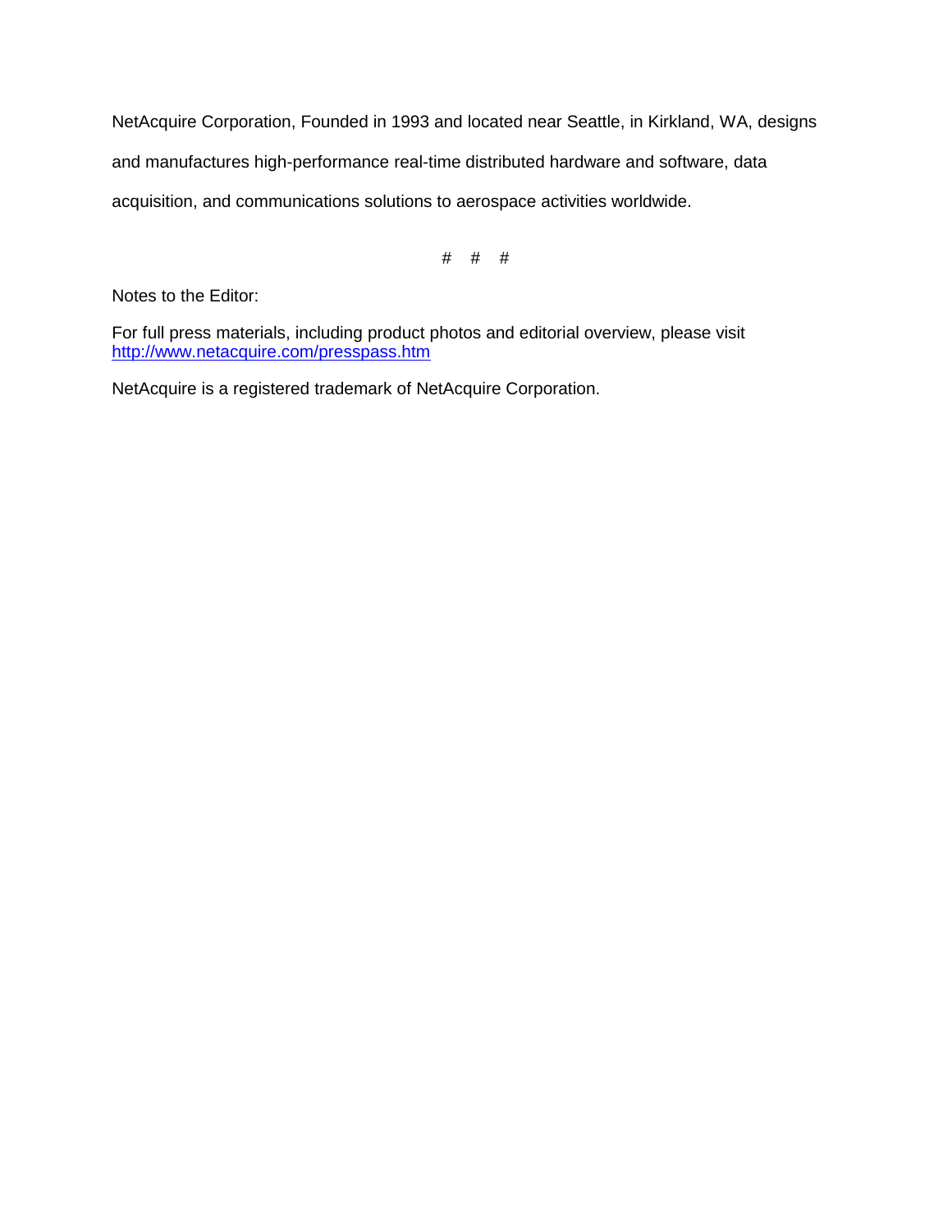NetAcquire Corporation, Founded in 1993 and located near Seattle, in Kirkland, WA, designs and manufactures high-performance real-time distributed hardware and software, data acquisition, and communications solutions to aerospace activities worldwide.

# # #

Notes to the Editor:

For full press materials, including product photos and editorial overview, please visit http://www.netacquire.com/presspass.htm

NetAcquire is a registered trademark of NetAcquire Corporation.